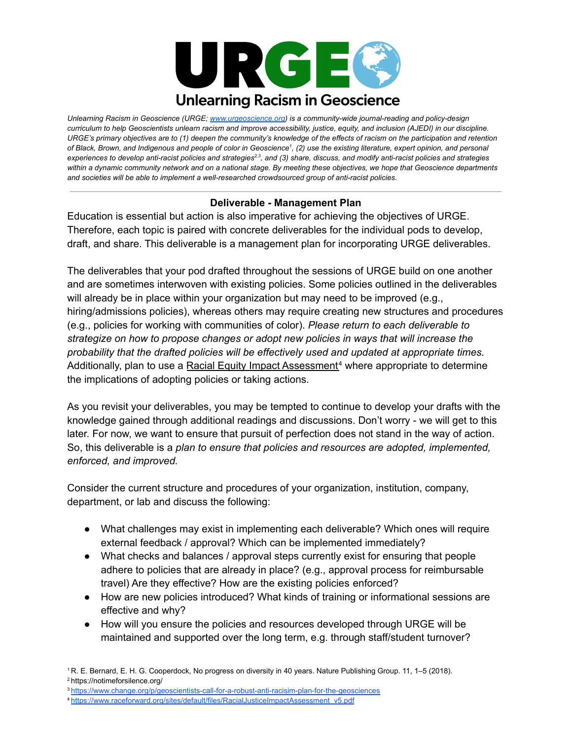# URGE
## Unlearning Racism in Geoscience

*Unlearning Racism in Geoscience (URGE; [www.urgeoscience.org](www.urgeoscience.org)) is a community-wide journal-reading and policy-design curriculum to help Geoscientists unlearn racism and improve accessibility, justice, equity, and inclusion (AJEDI) in our discipline. URGE's primary objectives are to (1) deepen the community's knowledge of the effects of racism on the participation and retention of Black, Brown, and Indigenous and people of color in Geoscience[1], (2) use the existing literature, expert opinion, and personal experiences to develop anti-racist policies and strategies[2,3], and (3) share, discuss, and modify anti-racist policies and strategies within a dynamic community network and on a national stage. By meeting these objectives, we hope that Geoscience departments and societies will be able to implement a well-researched crowdsourced group of anti-racist policies.*

---

### Deliverable - Management Plan

Education is essential but action is also imperative for achieving the objectives of URGE. Therefore, each topic is paired with concrete deliverables for the individual pods to develop, draft, and share. This deliverable is a management plan for incorporating URGE deliverables.

The deliverables that your pod drafted throughout the sessions of URGE build on one another and are sometimes interwoven with existing policies. Some policies outlined in the deliverables will already be in place within your organization but may need to be improved (e.g., hiring/admissions policies), whereas others may require creating new structures and procedures (e.g., policies for working with communities of color). *Please return to each deliverable to strategize on how to propose changes or adopt new policies in ways that will increase the probability that the drafted policies will be effectively used and updated at appropriate times.* Additionally, plan to use a Racial Equity Impact Assessment[4] where appropriate to determine the implications of adopting policies or taking actions.

As you revisit your deliverables, you may be tempted to continue to develop your drafts with the knowledge gained through additional readings and discussions. Don't worry - we will get to this later. For now, we want to ensure that pursuit of perfection does not stand in the way of action. So, this deliverable is a *plan to ensure that policies and resources are adopted, implemented, enforced, and improved.*

Consider the current structure and procedures of your organization, institution, company, department, or lab and discuss the following:

- What challenges may exist in implementing each deliverable? Which ones will require external feedback / approval? Which can be implemented immediately?
- What checks and balances / approval steps currently exist for ensuring that people adhere to policies that are already in place? (e.g., approval process for reimbursable travel) Are they effective? How are the existing policies enforced?
- How are new policies introduced? What kinds of training or informational sessions are effective and why?
- How will you ensure the policies and resources developed through URGE will be maintained and supported over the long term, e.g. through staff/student turnover?

---

[1] R. E. Bernard, E. H. G. Cooperdock, No progress on diversity in 40 years. Nature Publishing Group. 11, 1–5 (2018).

[2] https://notimeforsilence.org/

[3] https://www.change.org/p/geoscientists-call-for-a-robust-anti-racisim-plan-for-the-geosciences

[4] https://www.raceforward.org/sites/default/files/RacialJusticeImpactAssessment_v5.pdf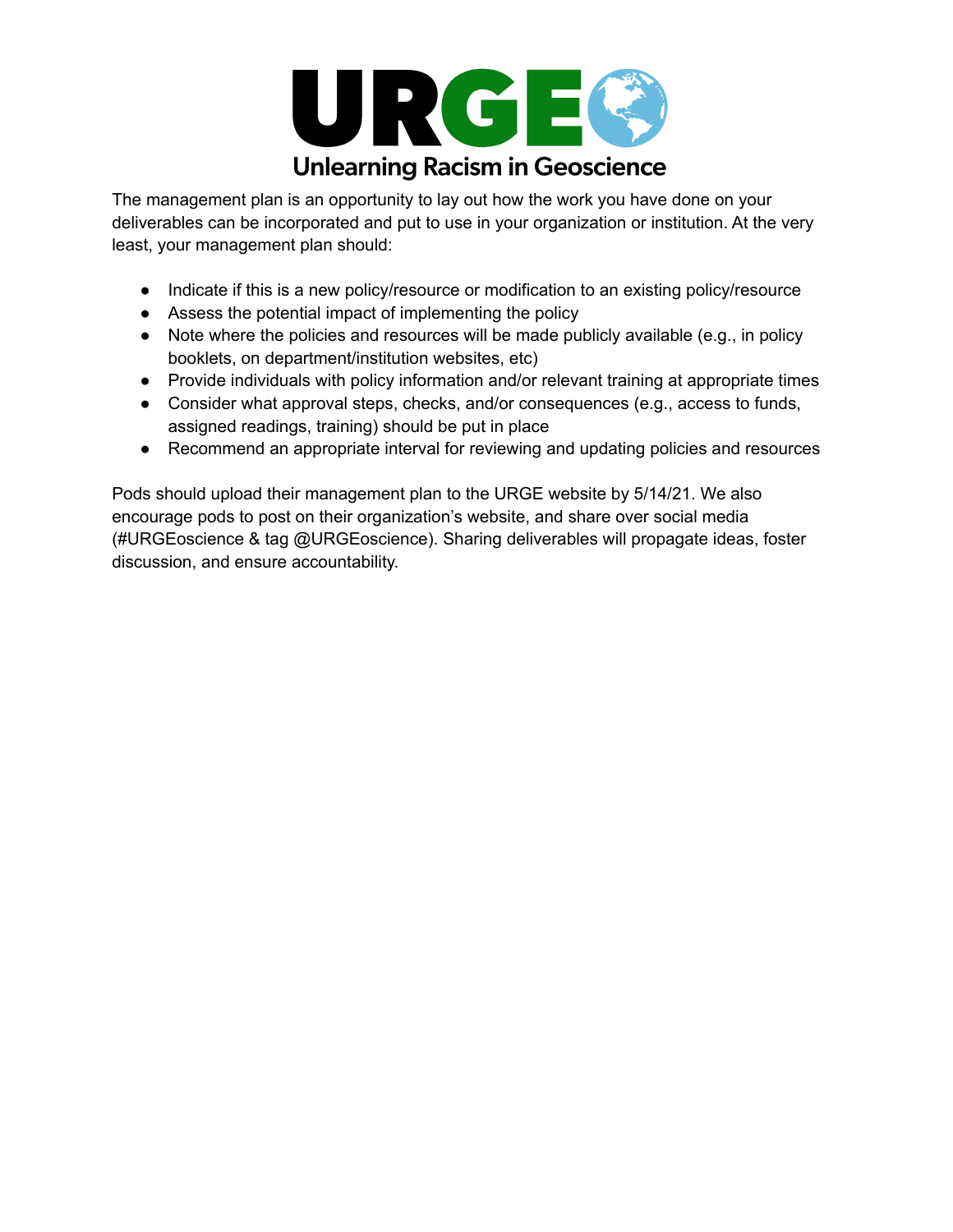# URGE

## Unlearning Racism in Geoscience

The management plan is an opportunity to lay out how the work you have done on your deliverables can be incorporated and put to use in your organization or institution. At the very least, your management plan should:

- Indicate if this is a new policy/resource or modification to an existing policy/resource
- Assess the potential impact of implementing the policy
- Note where the policies and resources will be made publicly available (e.g., in policy booklets, on department/institution websites, etc)
- Provide individuals with policy information and/or relevant training at appropriate times
- Consider what approval steps, checks, and/or consequences (e.g., access to funds, assigned readings, training) should be put in place
- Recommend an appropriate interval for reviewing and updating policies and resources

Pods should upload their management plan to the URGE website by 5/14/21. We also encourage pods to post on their organization's website, and share over social media (#URGEoscience & tag @URGEoscience). Sharing deliverables will propagate ideas, foster discussion, and ensure accountability.